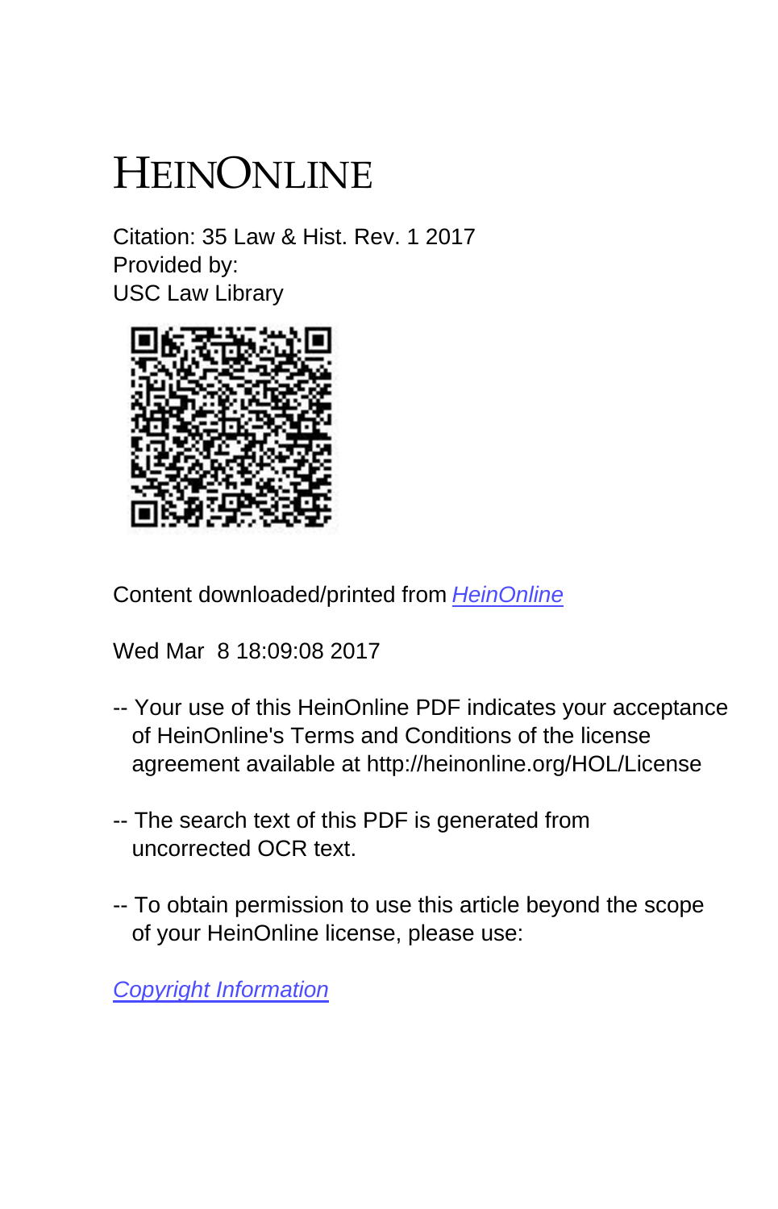# HEINONLINE

Citation: 35 Law & Hist. Rev. 1 2017
Provided by:
USC Law Library

Content downloaded/printed from HeinOnline

Wed Mar 8 18:09:08 2017

-- Your use of this HeinOnline PDF indicates your acceptance of HeinOnline's Terms and Conditions of the license agreement available at http://heinonline.org/HOL/License

-- The search text of this PDF is generated from uncorrected OCR text.

-- To obtain permission to use this article beyond the scope of your HeinOnline license, please use:

Copyright Information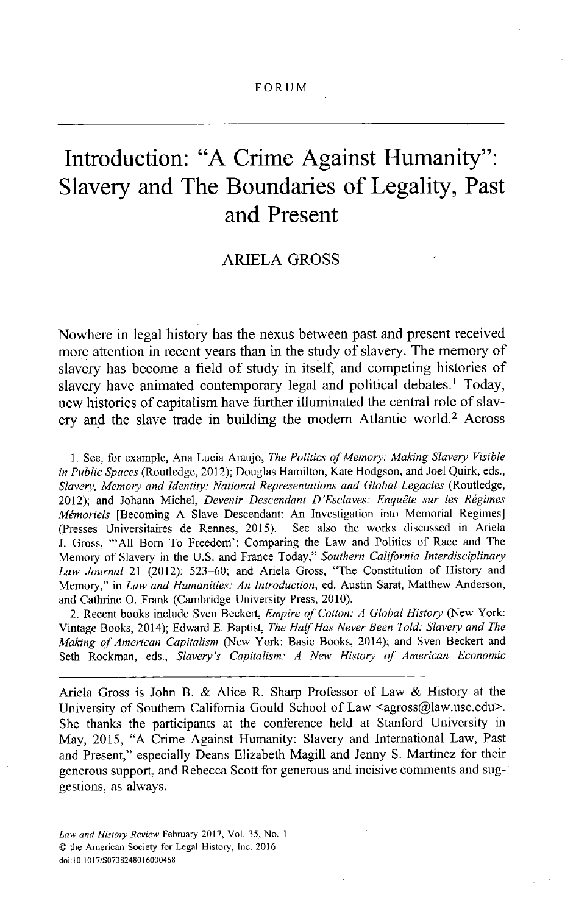FORUM

# Introduction: "A Crime Against Humanity": Slavery and The Boundaries of Legality, Past and Present

ARIELA GROSS

Nowhere in legal history has the nexus between past and present received more attention in recent years than in the study of slavery. The memory of slavery has become a field of study in itself, and competing histories of slavery have animated contemporary legal and political debates.[1] Today, new histories of capitalism have further illuminated the central role of slavery and the slave trade in building the modern Atlantic world.[2] Across

1. See, for example, Ana Lucia Araujo, *The Politics of Memory: Making Slavery Visible in Public Spaces* (Routledge, 2012); Douglas Hamilton, Kate Hodgson, and Joel Quirk, eds., *Slavery, Memory and Identity: National Representations and Global Legacies* (Routledge, 2012); and Johann Michel, *Devenir Descendant D'Esclaves: Enquête sur les Régimes Mémoriels* [Becoming A Slave Descendant: An Investigation into Memorial Regimes] (Presses Universitaires de Rennes, 2015). See also the works discussed in Ariela J. Gross, "'All Born To Freedom': Comparing the Law and Politics of Race and The Memory of Slavery in the U.S. and France Today," *Southern California Interdisciplinary Law Journal* 21 (2012): 523–60; and Ariela Gross, "The Constitution of History and Memory," in *Law and Humanities: An Introduction*, ed. Austin Sarat, Matthew Anderson, and Cathrine O. Frank (Cambridge University Press, 2010).

2. Recent books include Sven Beckert, *Empire of Cotton: A Global History* (New York: Vintage Books, 2014); Edward E. Baptist, *The Half Has Never Been Told: Slavery and The Making of American Capitalism* (New York: Basic Books, 2014); and Sven Beckert and Seth Rockman, eds., *Slavery's Capitalism: A New History of American Economic*

Ariela Gross is John B. & Alice R. Sharp Professor of Law & History at the University of Southern California Gould School of Law <agross@law.usc.edu>. She thanks the participants at the conference held at Stanford University in May, 2015, "A Crime Against Humanity: Slavery and International Law, Past and Present," especially Deans Elizabeth Magill and Jenny S. Martinez for their generous support, and Rebecca Scott for generous and incisive comments and suggestions, as always.

*Law and History Review* February 2017, Vol. 35, No. 1
© the American Society for Legal History, Inc. 2016
doi:10.1017/S0738248016000468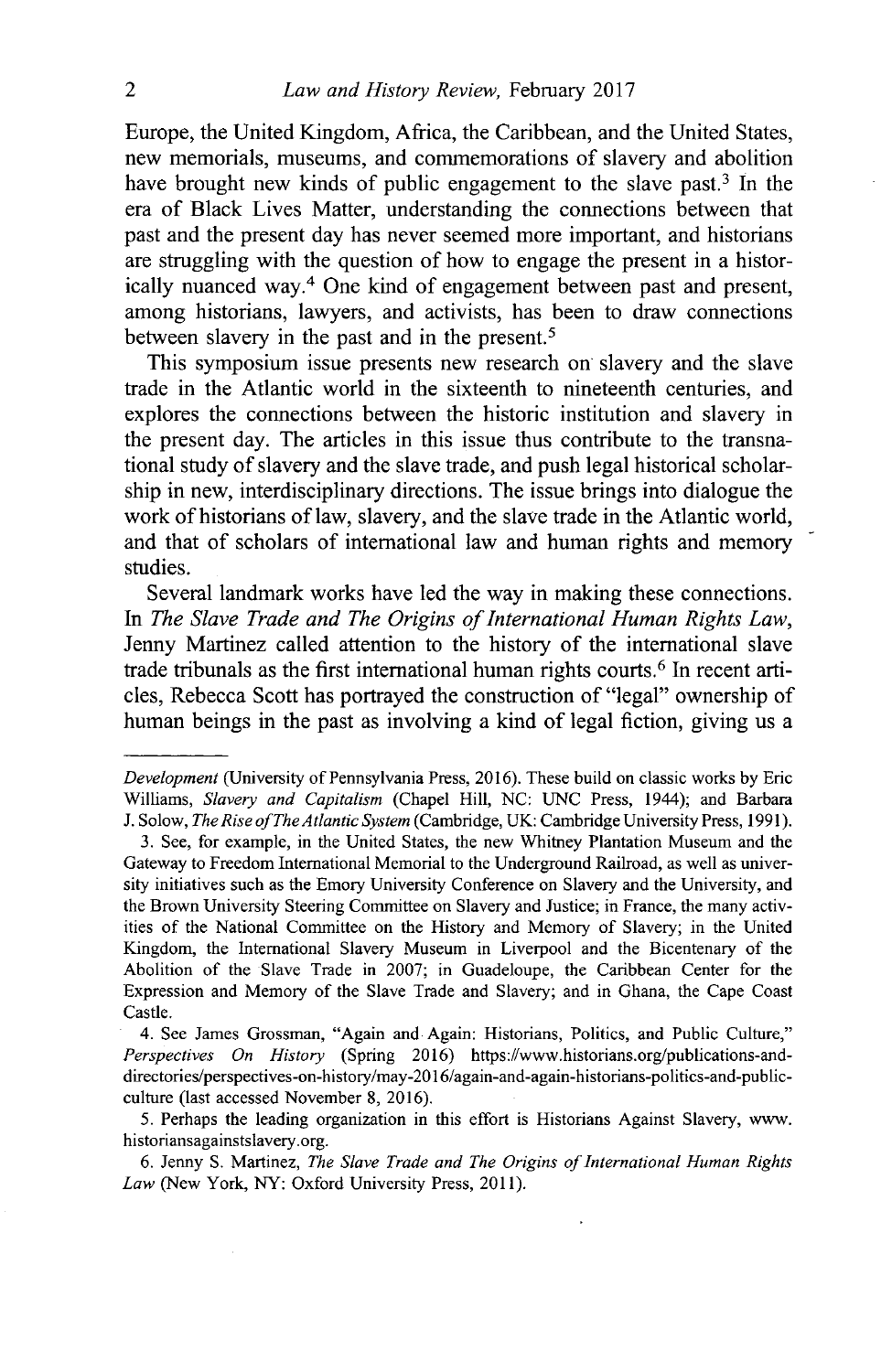Europe, the United Kingdom, Africa, the Caribbean, and the United States, new memorials, museums, and commemorations of slavery and abolition have brought new kinds of public engagement to the slave past.[3] In the era of Black Lives Matter, understanding the connections between that past and the present day has never seemed more important, and historians are struggling with the question of how to engage the present in a historically nuanced way.[4] One kind of engagement between past and present, among historians, lawyers, and activists, has been to draw connections between slavery in the past and in the present.[5]

This symposium issue presents new research on slavery and the slave trade in the Atlantic world in the sixteenth to nineteenth centuries, and explores the connections between the historic institution and slavery in the present day. The articles in this issue thus contribute to the transnational study of slavery and the slave trade, and push legal historical scholarship in new, interdisciplinary directions. The issue brings into dialogue the work of historians of law, slavery, and the slave trade in the Atlantic world, and that of scholars of international law and human rights and memory studies.

Several landmark works have led the way in making these connections. In *The Slave Trade and The Origins of International Human Rights Law*, Jenny Martinez called attention to the history of the international slave trade tribunals as the first international human rights courts.[6] In recent articles, Rebecca Scott has portrayed the construction of "legal" ownership of human beings in the past as involving a kind of legal fiction, giving us a

---

*Development* (University of Pennsylvania Press, 2016). These build on classic works by Eric Williams, *Slavery and Capitalism* (Chapel Hill, NC: UNC Press, 1944); and Barbara J. Solow, *The Rise of The Atlantic System* (Cambridge, UK: Cambridge University Press, 1991).

3. See, for example, in the United States, the new Whitney Plantation Museum and the Gateway to Freedom International Memorial to the Underground Railroad, as well as university initiatives such as the Emory University Conference on Slavery and the University, and the Brown University Steering Committee on Slavery and Justice; in France, the many activities of the National Committee on the History and Memory of Slavery; in the United Kingdom, the International Slavery Museum in Liverpool and the Bicentenary of the Abolition of the Slave Trade in 2007; in Guadeloupe, the Caribbean Center for the Expression and Memory of the Slave Trade and Slavery; and in Ghana, the Cape Coast Castle.

4. See James Grossman, "Again and Again: Historians, Politics, and Public Culture," *Perspectives On History* (Spring 2016) https://www.historians.org/publications-and-directories/perspectives-on-history/may-2016/again-and-again-historians-politics-and-public-culture (last accessed November 8, 2016).

5. Perhaps the leading organization in this effort is Historians Against Slavery, www.historiansagainstslavery.org.

6. Jenny S. Martinez, *The Slave Trade and The Origins of International Human Rights Law* (New York, NY: Oxford University Press, 2011).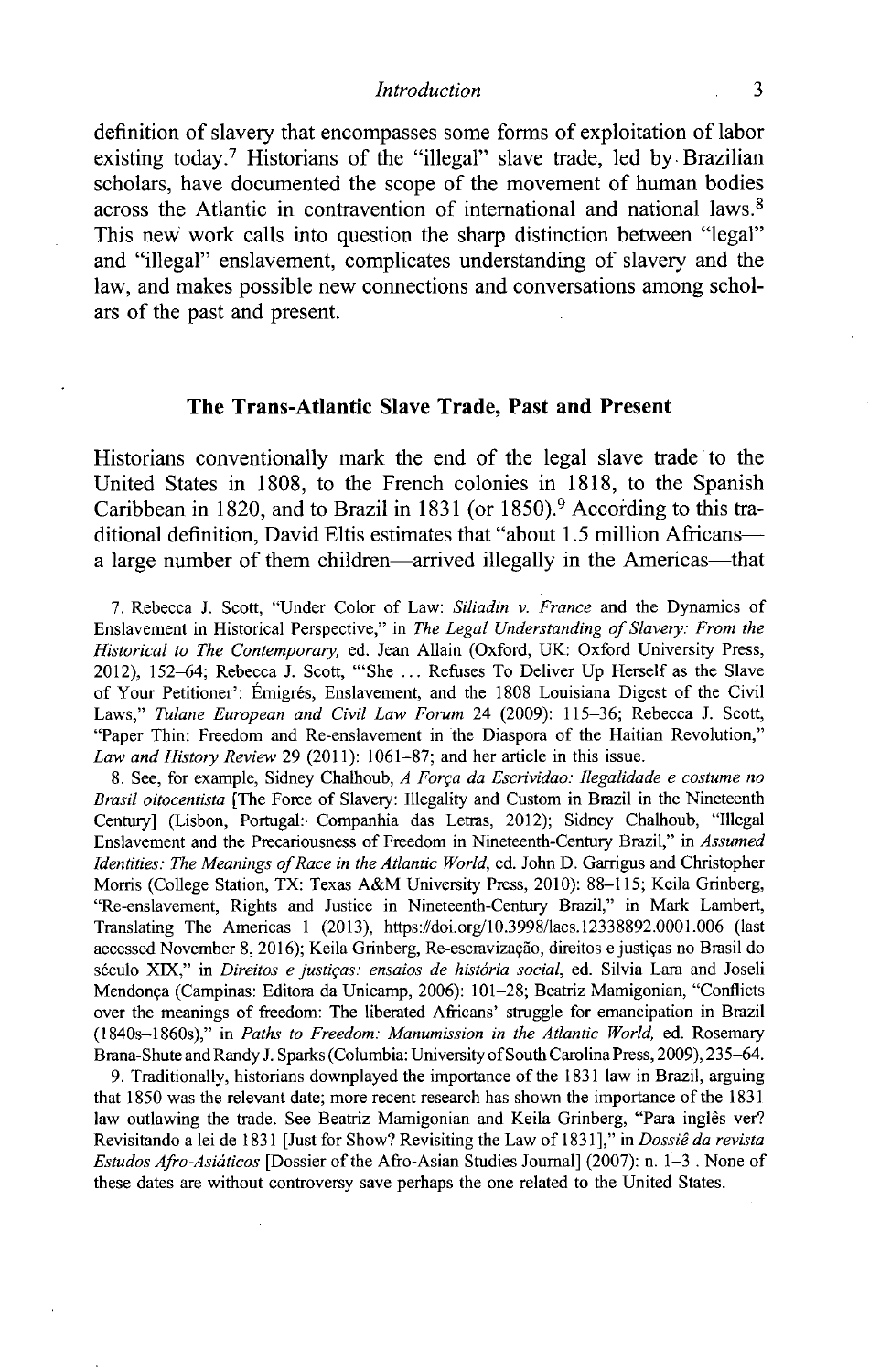definition of slavery that encompasses some forms of exploitation of labor existing today.[7] Historians of the "illegal" slave trade, led by Brazilian scholars, have documented the scope of the movement of human bodies across the Atlantic in contravention of international and national laws.[8] This new work calls into question the sharp distinction between "legal" and "illegal" enslavement, complicates understanding of slavery and the law, and makes possible new connections and conversations among scholars of the past and present.

## The Trans-Atlantic Slave Trade, Past and Present

Historians conventionally mark the end of the legal slave trade to the United States in 1808, to the French colonies in 1818, to the Spanish Caribbean in 1820, and to Brazil in 1831 (or 1850).[9] According to this traditional definition, David Eltis estimates that "about 1.5 million Africans—a large number of them children—arrived illegally in the Americas—that

7. Rebecca J. Scott, "Under Color of Law: *Siliadin v. France* and the Dynamics of Enslavement in Historical Perspective," in *The Legal Understanding of Slavery: From the Historical to The Contemporary*, ed. Jean Allain (Oxford, UK: Oxford University Press, 2012), 152–64; Rebecca J. Scott, "'She ... Refuses To Deliver Up Herself as the Slave of Your Petitioner': Émigrés, Enslavement, and the 1808 Louisiana Digest of the Civil Laws," *Tulane European and Civil Law Forum* 24 (2009): 115–36; Rebecca J. Scott, "Paper Thin: Freedom and Re-enslavement in the Diaspora of the Haitian Revolution," *Law and History Review* 29 (2011): 1061–87; and her article in this issue.

8. See, for example, Sidney Chalhoub, *A Força da Escrividao: Ilegalidade e costume no Brasil oitocentista* [The Force of Slavery: Illegality and Custom in Brazil in the Nineteenth Century] (Lisbon, Portugal: Companhia das Letras, 2012); Sidney Chalhoub, "Illegal Enslavement and the Precariousness of Freedom in Nineteenth-Century Brazil," in *Assumed Identities: The Meanings of Race in the Atlantic World*, ed. John D. Garrigus and Christopher Morris (College Station, TX: Texas A&M University Press, 2010): 88–115; Keila Grinberg, "Re-enslavement, Rights and Justice in Nineteenth-Century Brazil," in Mark Lambert, Translating The Americas 1 (2013), https://doi.org/10.3998/lacs.12338892.0001.006 (last accessed November 8, 2016); Keila Grinberg, Re-escravização, direitos e justiças no Brasil do século XIX," in *Direitos e justiças: ensaios de história social*, ed. Silvia Lara and Joseli Mendonça (Campinas: Editora da Unicamp, 2006): 101–28; Beatriz Mamigonian, "Conflicts over the meanings of freedom: The liberated Africans' struggle for emancipation in Brazil (1840s–1860s)," in *Paths to Freedom: Manumission in the Atlantic World*, ed. Rosemary Brana-Shute and Randy J. Sparks (Columbia: University of South Carolina Press, 2009), 235–64.

9. Traditionally, historians downplayed the importance of the 1831 law in Brazil, arguing that 1850 was the relevant date; more recent research has shown the importance of the 1831 law outlawing the trade. See Beatriz Mamigonian and Keila Grinberg, "Para inglês ver? Revisitando a lei de 1831 [Just for Show? Revisiting the Law of 1831]," in *Dossiê da revista Estudos Afro-Asiáticos* [Dossier of the Afro-Asian Studies Journal] (2007): n. 1–3 . None of these dates are without controversy save perhaps the one related to the United States.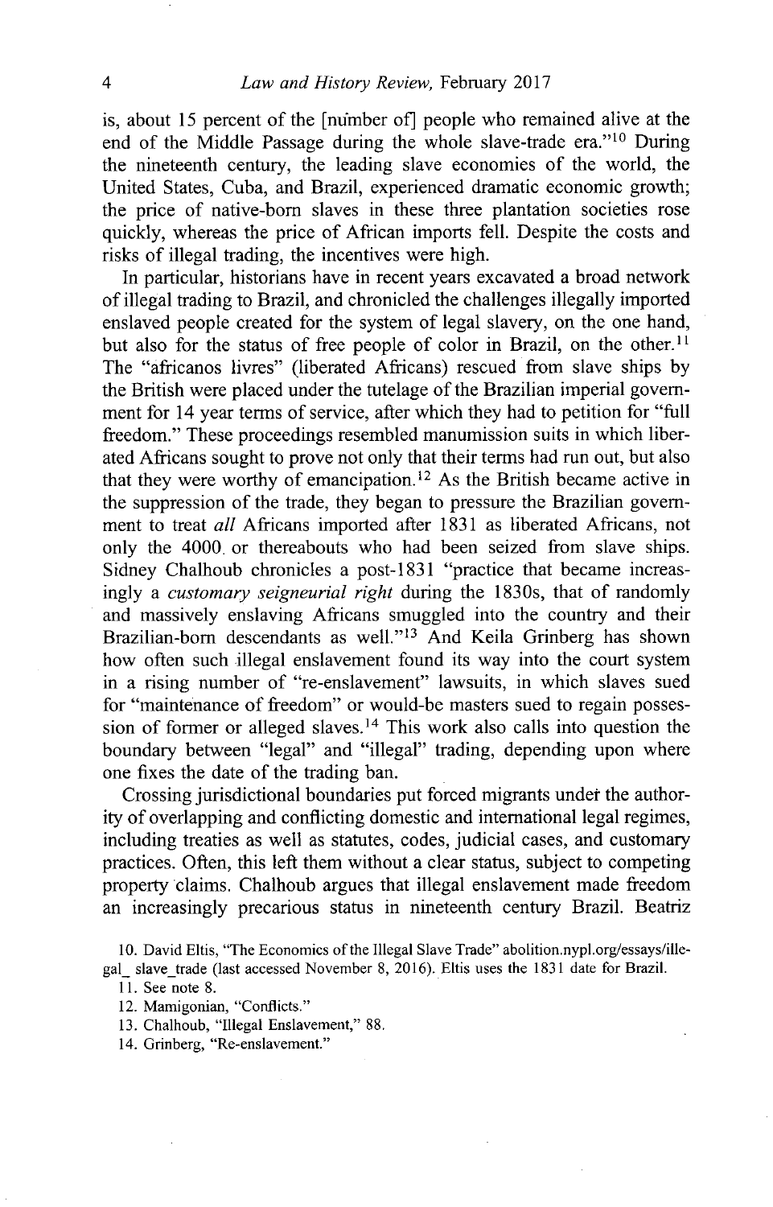is, about 15 percent of the [number of] people who remained alive at the end of the Middle Passage during the whole slave-trade era."[10] During the nineteenth century, the leading slave economies of the world, the United States, Cuba, and Brazil, experienced dramatic economic growth; the price of native-born slaves in these three plantation societies rose quickly, whereas the price of African imports fell. Despite the costs and risks of illegal trading, the incentives were high.

In particular, historians have in recent years excavated a broad network of illegal trading to Brazil, and chronicled the challenges illegally imported enslaved people created for the system of legal slavery, on the one hand, but also for the status of free people of color in Brazil, on the other.[11] The "africanos livres" (liberated Africans) rescued from slave ships by the British were placed under the tutelage of the Brazilian imperial government for 14 year terms of service, after which they had to petition for "full freedom." These proceedings resembled manumission suits in which liberated Africans sought to prove not only that their terms had run out, but also that they were worthy of emancipation.[12] As the British became active in the suppression of the trade, they began to pressure the Brazilian government to treat *all* Africans imported after 1831 as liberated Africans, not only the 4000 or thereabouts who had been seized from slave ships. Sidney Chalhoub chronicles a post-1831 "practice that became increasingly a *customary seigneurial right* during the 1830s, that of randomly and massively enslaving Africans smuggled into the country and their Brazilian-born descendants as well."[13] And Keila Grinberg has shown how often such illegal enslavement found its way into the court system in a rising number of "re-enslavement" lawsuits, in which slaves sued for "maintenance of freedom" or would-be masters sued to regain possession of former or alleged slaves.[14] This work also calls into question the boundary between "legal" and "illegal" trading, depending upon where one fixes the date of the trading ban.

Crossing jurisdictional boundaries put forced migrants under the authority of overlapping and conflicting domestic and international legal regimes, including treaties as well as statutes, codes, judicial cases, and customary practices. Often, this left them without a clear status, subject to competing property claims. Chalhoub argues that illegal enslavement made freedom an increasingly precarious status in nineteenth century Brazil. Beatriz

10. David Eltis, "The Economics of the Illegal Slave Trade" abolition.nypl.org/essays/illegal_ slave_trade (last accessed November 8, 2016). Eltis uses the 1831 date for Brazil.

11. See note 8.

12. Mamigonian, "Conflicts."

13. Chalhoub, "Illegal Enslavement," 88.

14. Grinberg, "Re-enslavement."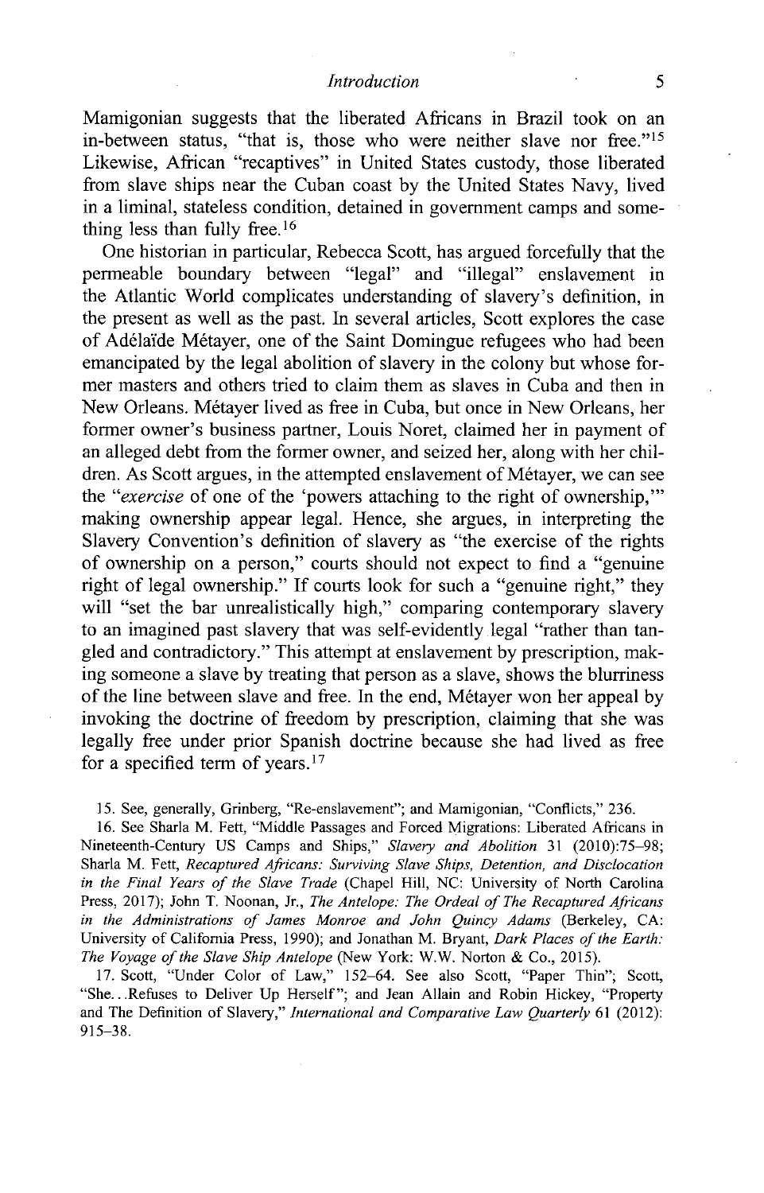Mamigonian suggests that the liberated Africans in Brazil took on an in-between status, "that is, those who were neither slave nor free."[15] Likewise, African "recaptives" in United States custody, those liberated from slave ships near the Cuban coast by the United States Navy, lived in a liminal, stateless condition, detained in government camps and something less than fully free.[16]

One historian in particular, Rebecca Scott, has argued forcefully that the permeable boundary between "legal" and "illegal" enslavement in the Atlantic World complicates understanding of slavery's definition, in the present as well as the past. In several articles, Scott explores the case of Adélaïde Métayer, one of the Saint Domingue refugees who had been emancipated by the legal abolition of slavery in the colony but whose former masters and others tried to claim them as slaves in Cuba and then in New Orleans. Métayer lived as free in Cuba, but once in New Orleans, her former owner's business partner, Louis Noret, claimed her in payment of an alleged debt from the former owner, and seized her, along with her children. As Scott argues, in the attempted enslavement of Métayer, we can see the "*exercise* of one of the 'powers attaching to the right of ownership,'" making ownership appear legal. Hence, she argues, in interpreting the Slavery Convention's definition of slavery as "the exercise of the rights of ownership on a person," courts should not expect to find a "genuine right of legal ownership." If courts look for such a "genuine right," they will "set the bar unrealistically high," comparing contemporary slavery to an imagined past slavery that was self-evidently legal "rather than tangled and contradictory." This attempt at enslavement by prescription, making someone a slave by treating that person as a slave, shows the blurriness of the line between slave and free. In the end, Métayer won her appeal by invoking the doctrine of freedom by prescription, claiming that she was legally free under prior Spanish doctrine because she had lived as free for a specified term of years.[17]

15. See, generally, Grinberg, "Re-enslavement"; and Mamigonian, "Conflicts," 236.

16. See Sharla M. Fett, "Middle Passages and Forced Migrations: Liberated Africans in Nineteenth-Century US Camps and Ships," *Slavery and Abolition* 31 (2010):75–98; Sharla M. Fett, *Recaptured Africans: Surviving Slave Ships, Detention, and Dislocation in the Final Years of the Slave Trade* (Chapel Hill, NC: University of North Carolina Press, 2017); John T. Noonan, Jr., *The Antelope: The Ordeal of The Recaptured Africans in the Administrations of James Monroe and John Quincy Adams* (Berkeley, CA: University of California Press, 1990); and Jonathan M. Bryant, *Dark Places of the Earth: The Voyage of the Slave Ship Antelope* (New York: W.W. Norton & Co., 2015).

17. Scott, "Under Color of Law," 152–64. See also Scott, "Paper Thin"; Scott, "She...Refuses to Deliver Up Herself"; and Jean Allain and Robin Hickey, "Property and The Definition of Slavery," *International and Comparative Law Quarterly* 61 (2012): 915–38.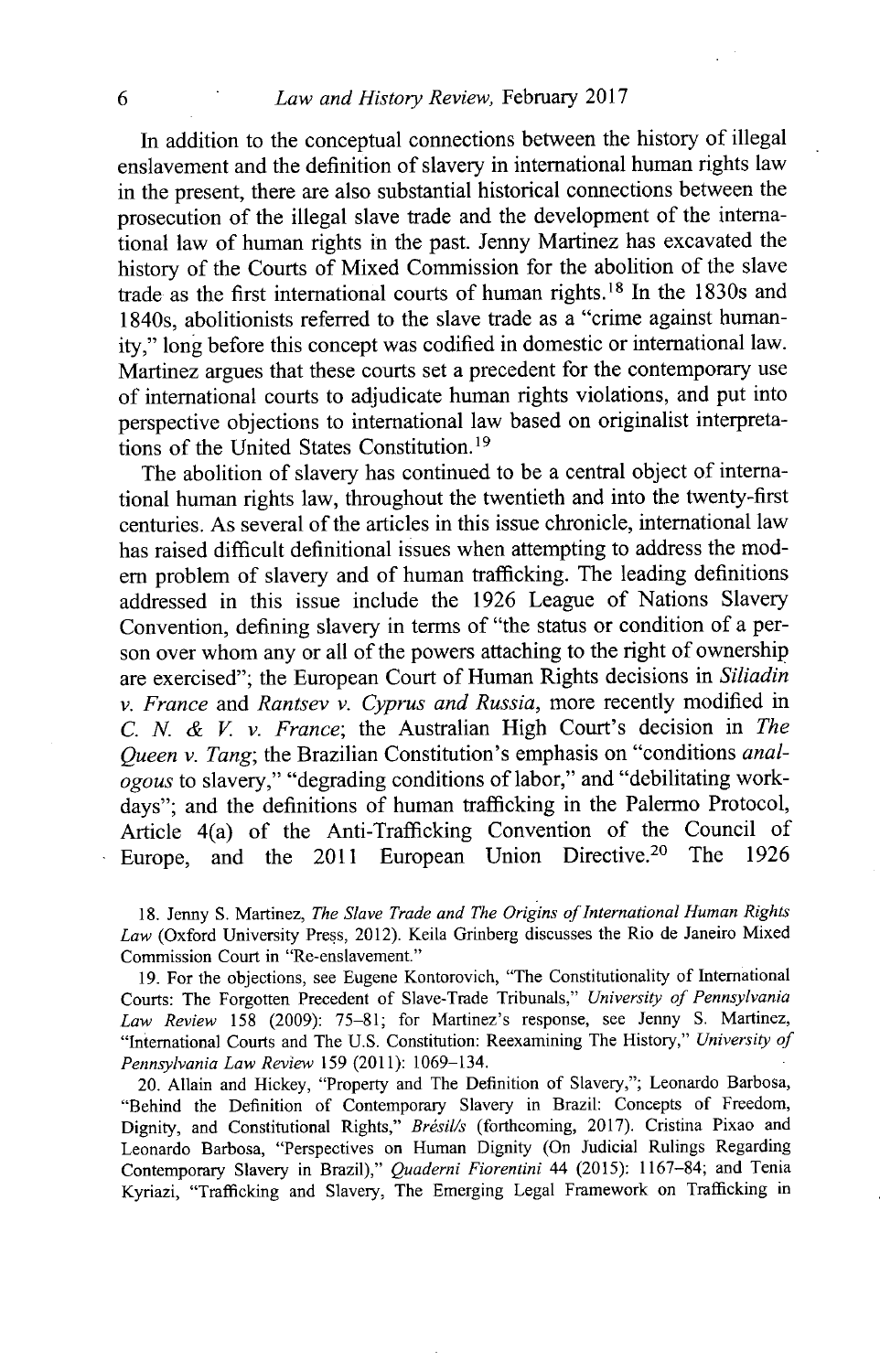In addition to the conceptual connections between the history of illegal enslavement and the definition of slavery in international human rights law in the present, there are also substantial historical connections between the prosecution of the illegal slave trade and the development of the international law of human rights in the past. Jenny Martinez has excavated the history of the Courts of Mixed Commission for the abolition of the slave trade as the first international courts of human rights.[18] In the 1830s and 1840s, abolitionists referred to the slave trade as a "crime against humanity," long before this concept was codified in domestic or international law. Martinez argues that these courts set a precedent for the contemporary use of international courts to adjudicate human rights violations, and put into perspective objections to international law based on originalist interpretations of the United States Constitution.[19]

The abolition of slavery has continued to be a central object of international human rights law, throughout the twentieth and into the twenty-first centuries. As several of the articles in this issue chronicle, international law has raised difficult definitional issues when attempting to address the modern problem of slavery and of human trafficking. The leading definitions addressed in this issue include the 1926 League of Nations Slavery Convention, defining slavery in terms of "the status or condition of a person over whom any or all of the powers attaching to the right of ownership are exercised"; the European Court of Human Rights decisions in *Siliadin v. France* and *Rantsev v. Cyprus and Russia*, more recently modified in *C. N. & V. v. France*; the Australian High Court's decision in *The Queen v. Tang*; the Brazilian Constitution's emphasis on "conditions *analogous* to slavery," "degrading conditions of labor," and "debilitating workdays"; and the definitions of human trafficking in the Palermo Protocol, Article 4(a) of the Anti-Trafficking Convention of the Council of Europe, and the 2011 European Union Directive.[20] The 1926

18. Jenny S. Martinez, *The Slave Trade and The Origins of International Human Rights Law* (Oxford University Press, 2012). Keila Grinberg discusses the Rio de Janeiro Mixed Commission Court in "Re-enslavement."

19. For the objections, see Eugene Kontorovich, "The Constitutionality of International Courts: The Forgotten Precedent of Slave-Trade Tribunals," *University of Pennsylvania Law Review* 158 (2009): 75–81; for Martinez's response, see Jenny S. Martinez, "International Courts and The U.S. Constitution: Reexamining The History," *University of Pennsylvania Law Review* 159 (2011): 1069–134.

20. Allain and Hickey, "Property and The Definition of Slavery,"; Leonardo Barbosa, "Behind the Definition of Contemporary Slavery in Brazil: Concepts of Freedom, Dignity, and Constitutional Rights," *Brésil/s* (forthcoming, 2017). Cristina Pixao and Leonardo Barbosa, "Perspectives on Human Dignity (On Judicial Rulings Regarding Contemporary Slavery in Brazil)," *Quaderni Fiorentini* 44 (2015): 1167–84; and Tenia Kyriazi, "Trafficking and Slavery, The Emerging Legal Framework on Trafficking in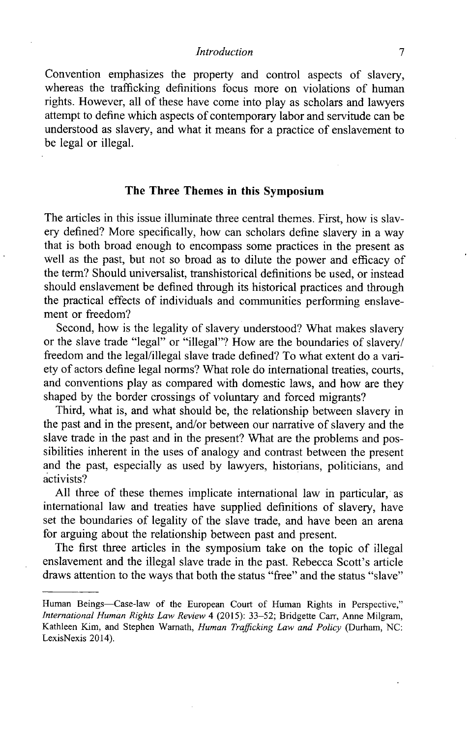Convention emphasizes the property and control aspects of slavery, whereas the trafficking definitions focus more on violations of human rights. However, all of these have come into play as scholars and lawyers attempt to define which aspects of contemporary labor and servitude can be understood as slavery, and what it means for a practice of enslavement to be legal or illegal.

## The Three Themes in this Symposium

The articles in this issue illuminate three central themes. First, how is slavery defined? More specifically, how can scholars define slavery in a way that is both broad enough to encompass some practices in the present as well as the past, but not so broad as to dilute the power and efficacy of the term? Should universalist, transhistorical definitions be used, or instead should enslavement be defined through its historical practices and through the practical effects of individuals and communities performing enslavement or freedom?

Second, how is the legality of slavery understood? What makes slavery or the slave trade "legal" or "illegal"? How are the boundaries of slavery/freedom and the legal/illegal slave trade defined? To what extent do a variety of actors define legal norms? What role do international treaties, courts, and conventions play as compared with domestic laws, and how are they shaped by the border crossings of voluntary and forced migrants?

Third, what is, and what should be, the relationship between slavery in the past and in the present, and/or between our narrative of slavery and the slave trade in the past and in the present? What are the problems and possibilities inherent in the uses of analogy and contrast between the present and the past, especially as used by lawyers, historians, politicians, and activists?

All three of these themes implicate international law in particular, as international law and treaties have supplied definitions of slavery, have set the boundaries of legality of the slave trade, and have been an arena for arguing about the relationship between past and present.

The first three articles in the symposium take on the topic of illegal enslavement and the illegal slave trade in the past. Rebecca Scott's article draws attention to the ways that both the status "free" and the status "slave"

---

Human Beings—Case-law of the European Court of Human Rights in Perspective," *International Human Rights Law Review* 4 (2015): 33–52; Bridgette Carr, Anne Milgram, Kathleen Kim, and Stephen Warnath, *Human Trafficking Law and Policy* (Durham, NC: LexisNexis 2014).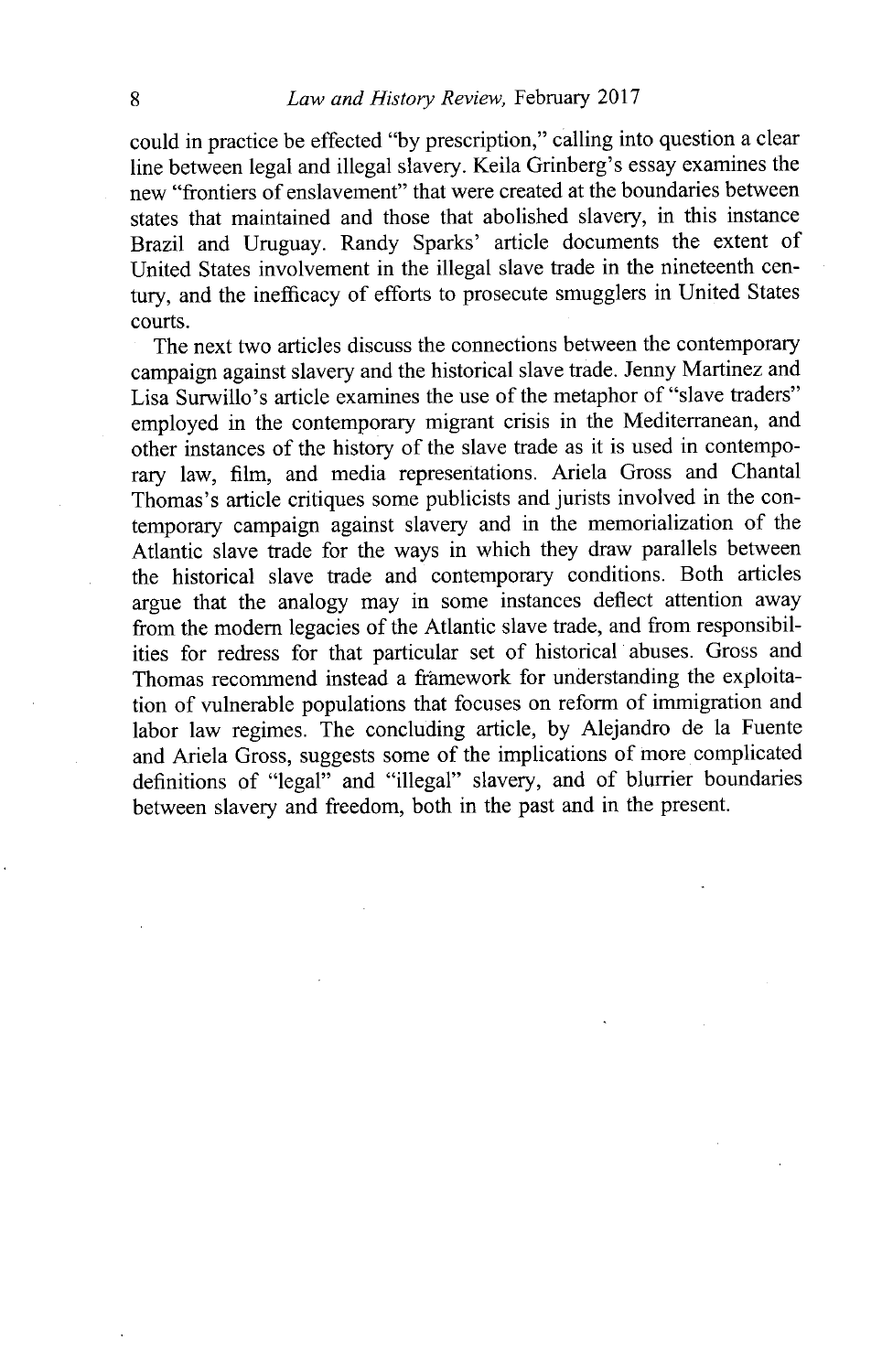could in practice be effected "by prescription," calling into question a clear line between legal and illegal slavery. Keila Grinberg's essay examines the new "frontiers of enslavement" that were created at the boundaries between states that maintained and those that abolished slavery, in this instance Brazil and Uruguay. Randy Sparks' article documents the extent of United States involvement in the illegal slave trade in the nineteenth century, and the inefficacy of efforts to prosecute smugglers in United States courts.

The next two articles discuss the connections between the contemporary campaign against slavery and the historical slave trade. Jenny Martinez and Lisa Surwillo's article examines the use of the metaphor of "slave traders" employed in the contemporary migrant crisis in the Mediterranean, and other instances of the history of the slave trade as it is used in contemporary law, film, and media representations. Ariela Gross and Chantal Thomas's article critiques some publicists and jurists involved in the contemporary campaign against slavery and in the memorialization of the Atlantic slave trade for the ways in which they draw parallels between the historical slave trade and contemporary conditions. Both articles argue that the analogy may in some instances deflect attention away from the modern legacies of the Atlantic slave trade, and from responsibilities for redress for that particular set of historical abuses. Gross and Thomas recommend instead a framework for understanding the exploitation of vulnerable populations that focuses on reform of immigration and labor law regimes. The concluding article, by Alejandro de la Fuente and Ariela Gross, suggests some of the implications of more complicated definitions of "legal" and "illegal" slavery, and of blurrier boundaries between slavery and freedom, both in the past and in the present.